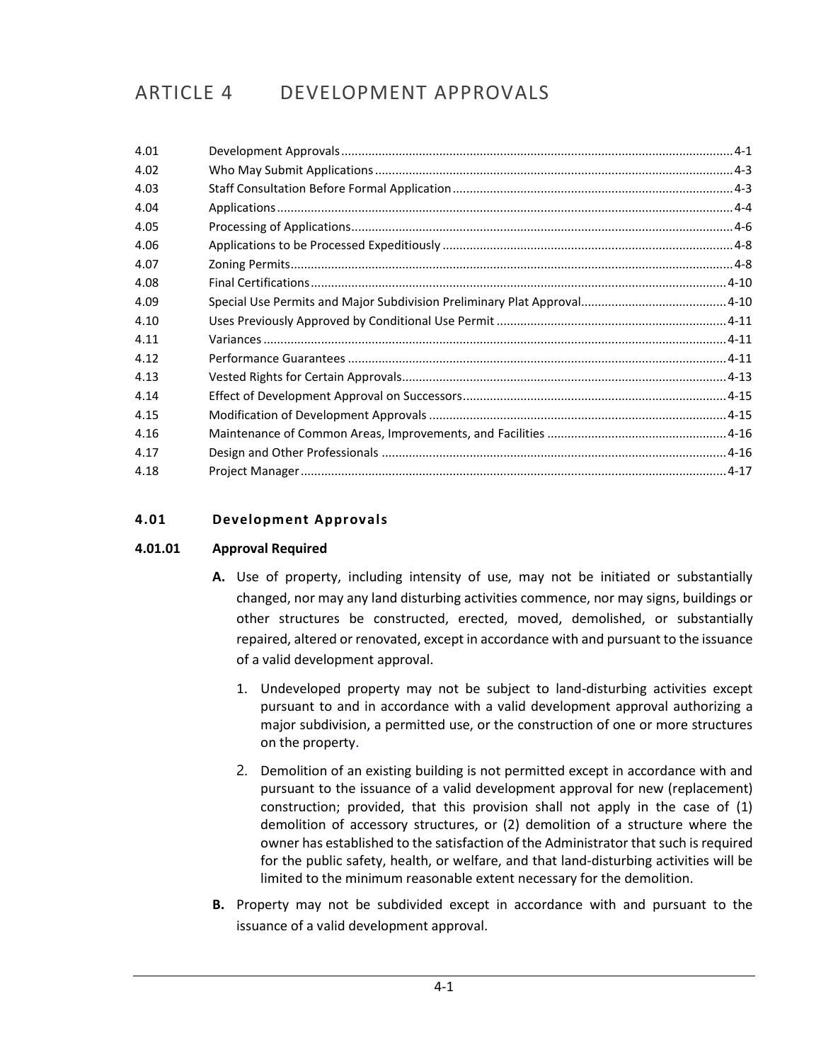# ARTICLE 4 DEVELOPMENT APPROVALS

| | | |
|---|---|---|
| 4.01 | Development Approvals | 4-1 |
| 4.02 | Who May Submit Applications | 4-3 |
| 4.03 | Staff Consultation Before Formal Application | 4-3 |
| 4.04 | Applications | 4-4 |
| 4.05 | Processing of Applications | 4-6 |
| 4.06 | Applications to be Processed Expeditiously | 4-8 |
| 4.07 | Zoning Permits | 4-8 |
| 4.08 | Final Certifications | 4-10 |
| 4.09 | Special Use Permits and Major Subdivision Preliminary Plat Approval | 4-10 |
| 4.10 | Uses Previously Approved by Conditional Use Permit | 4-11 |
| 4.11 | Variances | 4-11 |
| 4.12 | Performance Guarantees | 4-11 |
| 4.13 | Vested Rights for Certain Approvals | 4-13 |
| 4.14 | Effect of Development Approval on Successors | 4-15 |
| 4.15 | Modification of Development Approvals | 4-15 |
| 4.16 | Maintenance of Common Areas, Improvements, and Facilities | 4-16 |
| 4.17 | Design and Other Professionals | 4-16 |
| 4.18 | Project Manager | 4-17 |

## 4.01 Development Approvals

### 4.01.01 Approval Required

**A.** Use of property, including intensity of use, may not be initiated or substantially changed, nor may any land disturbing activities commence, nor may signs, buildings or other structures be constructed, erected, moved, demolished, or substantially repaired, altered or renovated, except in accordance with and pursuant to the issuance of a valid development approval.

1. Undeveloped property may not be subject to land-disturbing activities except pursuant to and in accordance with a valid development approval authorizing a major subdivision, a permitted use, or the construction of one or more structures on the property.

2. Demolition of an existing building is not permitted except in accordance with and pursuant to the issuance of a valid development approval for new (replacement) construction; provided, that this provision shall not apply in the case of (1) demolition of accessory structures, or (2) demolition of a structure where the owner has established to the satisfaction of the Administrator that such is required for the public safety, health, or welfare, and that land-disturbing activities will be limited to the minimum reasonable extent necessary for the demolition.

**B.** Property may not be subdivided except in accordance with and pursuant to the issuance of a valid development approval.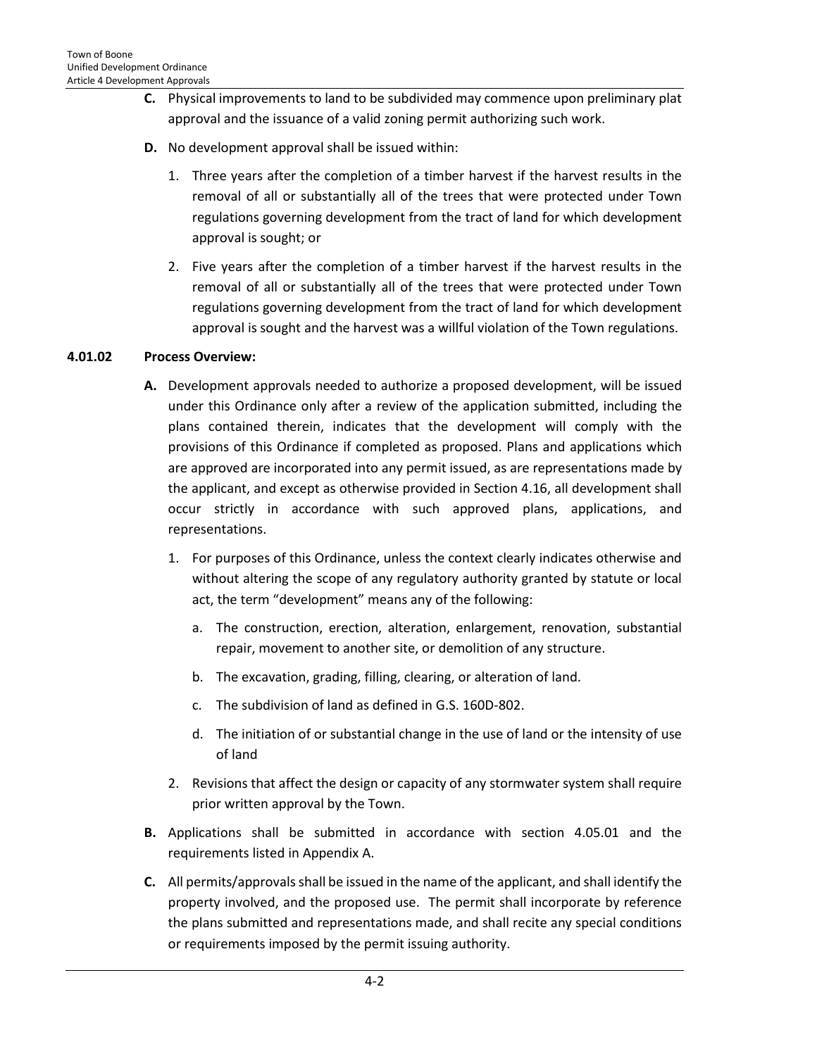**C.** Physical improvements to land to be subdivided may commence upon preliminary plat approval and the issuance of a valid zoning permit authorizing such work.

**D.** No development approval shall be issued within:

1. Three years after the completion of a timber harvest if the harvest results in the removal of all or substantially all of the trees that were protected under Town regulations governing development from the tract of land for which development approval is sought; or

2. Five years after the completion of a timber harvest if the harvest results in the removal of all or substantially all of the trees that were protected under Town regulations governing development from the tract of land for which development approval is sought and the harvest was a willful violation of the Town regulations.

### 4.01.02 Process Overview:

**A.** Development approvals needed to authorize a proposed development, will be issued under this Ordinance only after a review of the application submitted, including the plans contained therein, indicates that the development will comply with the provisions of this Ordinance if completed as proposed. Plans and applications which are approved are incorporated into any permit issued, as are representations made by the applicant, and except as otherwise provided in Section 4.16, all development shall occur strictly in accordance with such approved plans, applications, and representations.

1. For purposes of this Ordinance, unless the context clearly indicates otherwise and without altering the scope of any regulatory authority granted by statute or local act, the term "development" means any of the following:

   a. The construction, erection, alteration, enlargement, renovation, substantial repair, movement to another site, or demolition of any structure.

   b. The excavation, grading, filling, clearing, or alteration of land.

   c. The subdivision of land as defined in G.S. 160D-802.

   d. The initiation of or substantial change in the use of land or the intensity of use of land

2. Revisions that affect the design or capacity of any stormwater system shall require prior written approval by the Town.

**B.** Applications shall be submitted in accordance with section 4.05.01 and the requirements listed in Appendix A.

**C.** All permits/approvals shall be issued in the name of the applicant, and shall identify the property involved, and the proposed use. The permit shall incorporate by reference the plans submitted and representations made, and shall recite any special conditions or requirements imposed by the permit issuing authority.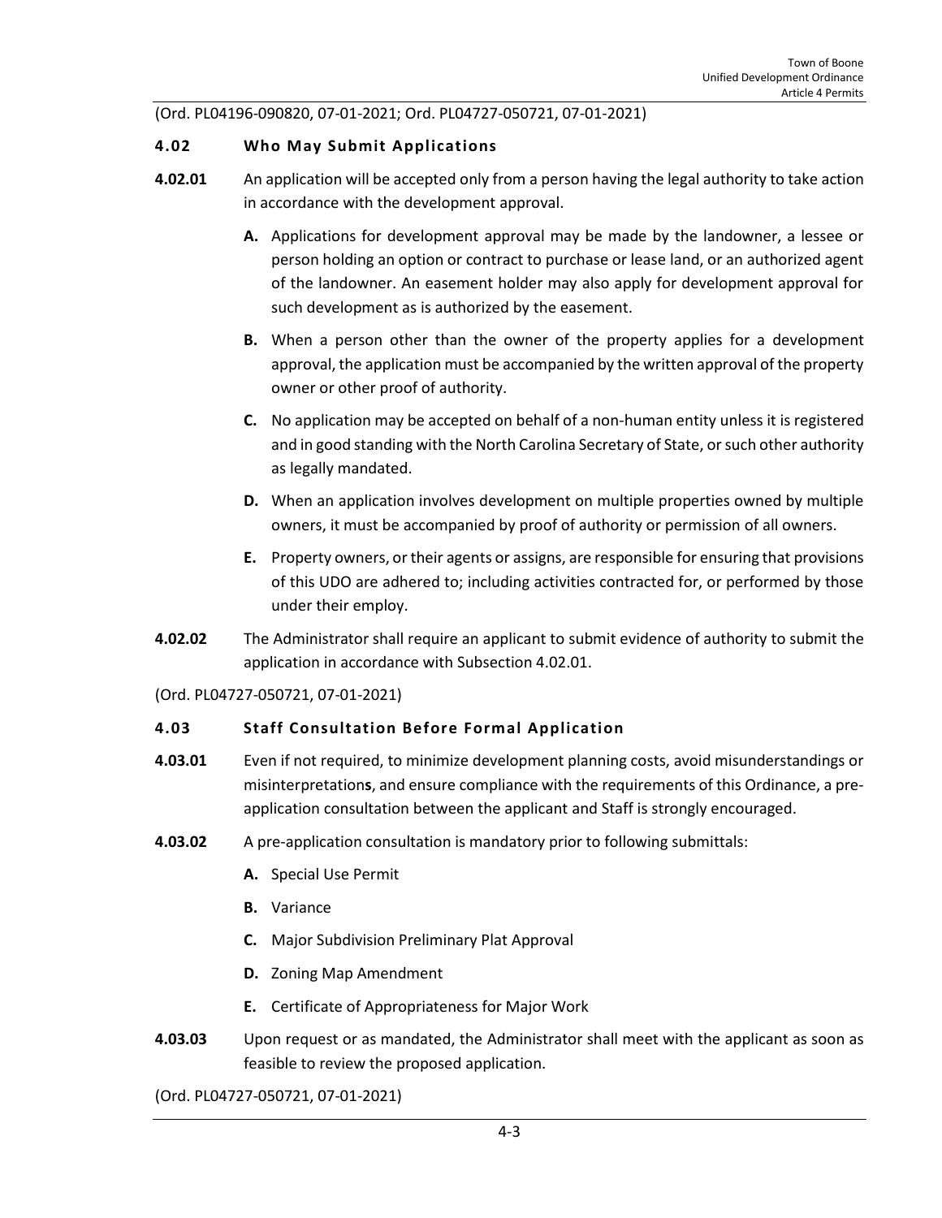(Ord. PL04196-090820, 07-01-2021; Ord. PL04727-050721, 07-01-2021)

### 4.02 Who May Submit Applications

**4.02.01** An application will be accepted only from a person having the legal authority to take action in accordance with the development approval.

- **A.** Applications for development approval may be made by the landowner, a lessee or person holding an option or contract to purchase or lease land, or an authorized agent of the landowner. An easement holder may also apply for development approval for such development as is authorized by the easement.
- **B.** When a person other than the owner of the property applies for a development approval, the application must be accompanied by the written approval of the property owner or other proof of authority.
- **C.** No application may be accepted on behalf of a non-human entity unless it is registered and in good standing with the North Carolina Secretary of State, or such other authority as legally mandated.
- **D.** When an application involves development on multiple properties owned by multiple owners, it must be accompanied by proof of authority or permission of all owners.
- **E.** Property owners, or their agents or assigns, are responsible for ensuring that provisions of this UDO are adhered to; including activities contracted for, or performed by those under their employ.

**4.02.02** The Administrator shall require an applicant to submit evidence of authority to submit the application in accordance with Subsection 4.02.01.

(Ord. PL04727-050721, 07-01-2021)

### 4.03 Staff Consultation Before Formal Application

**4.03.01** Even if not required, to minimize development planning costs, avoid misunderstandings or misinterpretations, and ensure compliance with the requirements of this Ordinance, a pre-application consultation between the applicant and Staff is strongly encouraged.

**4.03.02** A pre-application consultation is mandatory prior to following submittals:

- **A.** Special Use Permit
- **B.** Variance
- **C.** Major Subdivision Preliminary Plat Approval
- **D.** Zoning Map Amendment
- **E.** Certificate of Appropriateness for Major Work

**4.03.03** Upon request or as mandated, the Administrator shall meet with the applicant as soon as feasible to review the proposed application.

(Ord. PL04727-050721, 07-01-2021)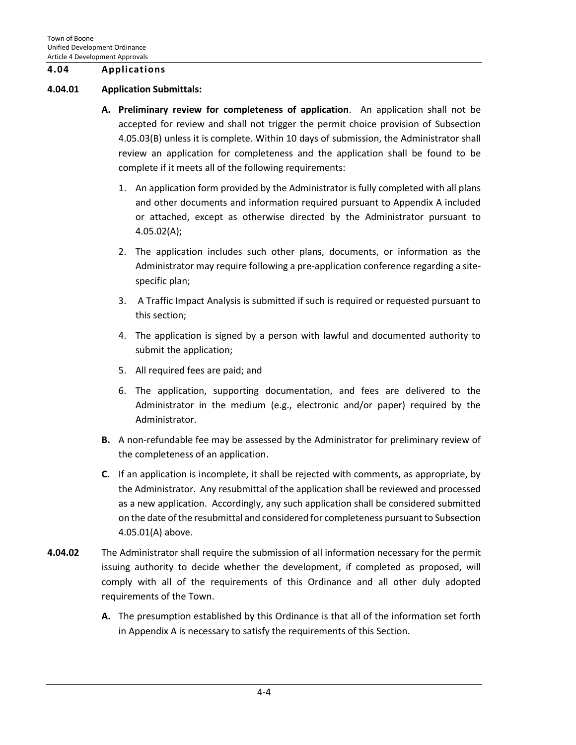## 4.04 Applications

### 4.04.01 Application Submittals:

**A. Preliminary review for completeness of application**. An application shall not be accepted for review and shall not trigger the permit choice provision of Subsection 4.05.03(B) unless it is complete. Within 10 days of submission, the Administrator shall review an application for completeness and the application shall be found to be complete if it meets all of the following requirements:

1. An application form provided by the Administrator is fully completed with all plans and other documents and information required pursuant to Appendix A included or attached, except as otherwise directed by the Administrator pursuant to 4.05.02(A);
2. The application includes such other plans, documents, or information as the Administrator may require following a pre-application conference regarding a site-specific plan;
3. A Traffic Impact Analysis is submitted if such is required or requested pursuant to this section;
4. The application is signed by a person with lawful and documented authority to submit the application;
5. All required fees are paid; and
6. The application, supporting documentation, and fees are delivered to the Administrator in the medium (e.g., electronic and/or paper) required by the Administrator.

**B.** A non-refundable fee may be assessed by the Administrator for preliminary review of the completeness of an application.

**C.** If an application is incomplete, it shall be rejected with comments, as appropriate, by the Administrator. Any resubmittal of the application shall be reviewed and processed as a new application. Accordingly, any such application shall be considered submitted on the date of the resubmittal and considered for completeness pursuant to Subsection 4.05.01(A) above.

**4.04.02** The Administrator shall require the submission of all information necessary for the permit issuing authority to decide whether the development, if completed as proposed, will comply with all of the requirements of this Ordinance and all other duly adopted requirements of the Town.

**A.** The presumption established by this Ordinance is that all of the information set forth in Appendix A is necessary to satisfy the requirements of this Section.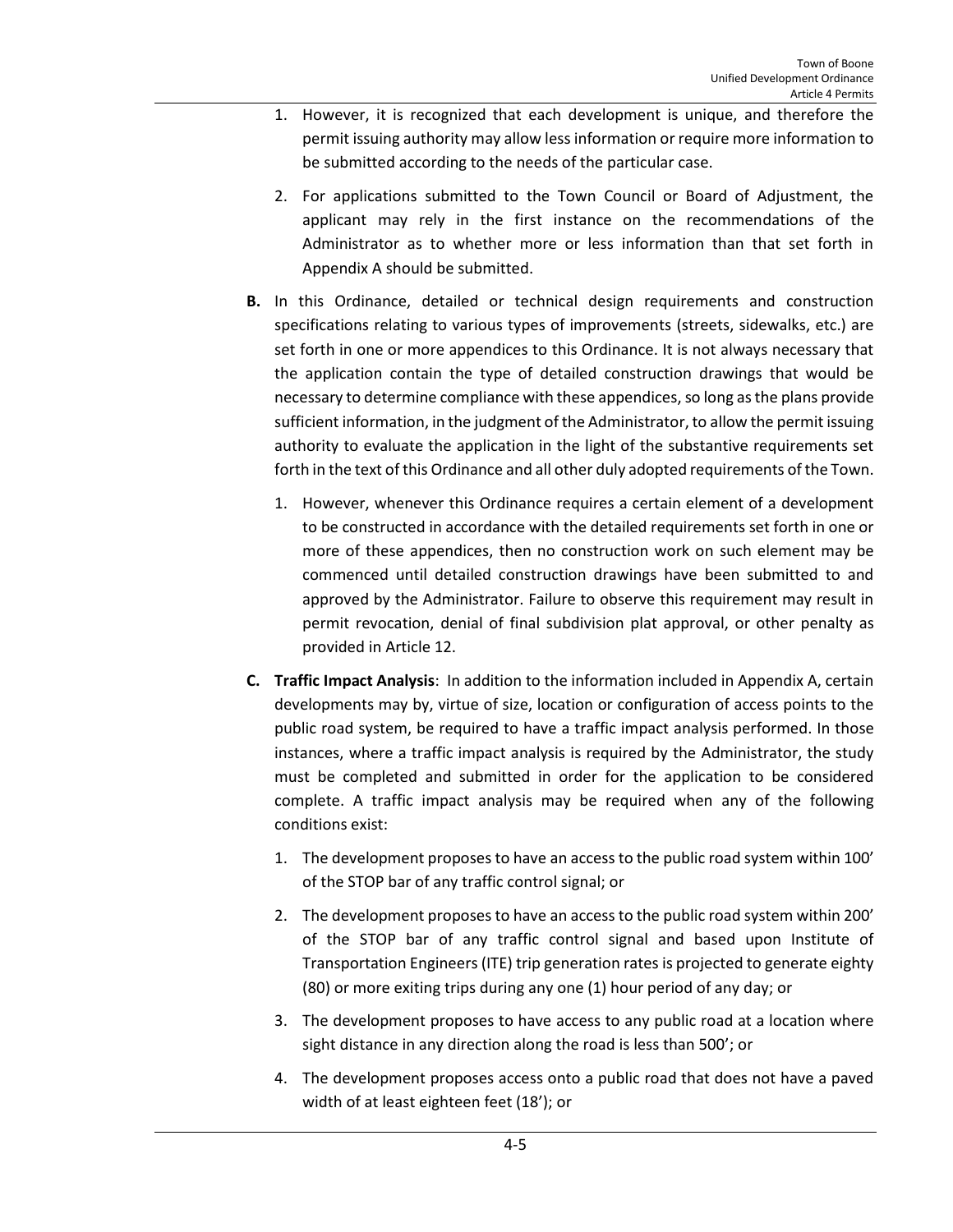1. However, it is recognized that each development is unique, and therefore the permit issuing authority may allow less information or require more information to be submitted according to the needs of the particular case.

2. For applications submitted to the Town Council or Board of Adjustment, the applicant may rely in the first instance on the recommendations of the Administrator as to whether more or less information than that set forth in Appendix A should be submitted.

**B.** In this Ordinance, detailed or technical design requirements and construction specifications relating to various types of improvements (streets, sidewalks, etc.) are set forth in one or more appendices to this Ordinance. It is not always necessary that the application contain the type of detailed construction drawings that would be necessary to determine compliance with these appendices, so long as the plans provide sufficient information, in the judgment of the Administrator, to allow the permit issuing authority to evaluate the application in the light of the substantive requirements set forth in the text of this Ordinance and all other duly adopted requirements of the Town.

1. However, whenever this Ordinance requires a certain element of a development to be constructed in accordance with the detailed requirements set forth in one or more of these appendices, then no construction work on such element may be commenced until detailed construction drawings have been submitted to and approved by the Administrator. Failure to observe this requirement may result in permit revocation, denial of final subdivision plat approval, or other penalty as provided in Article 12.

**C. Traffic Impact Analysis**: In addition to the information included in Appendix A, certain developments may by, virtue of size, location or configuration of access points to the public road system, be required to have a traffic impact analysis performed. In those instances, where a traffic impact analysis is required by the Administrator, the study must be completed and submitted in order for the application to be considered complete. A traffic impact analysis may be required when any of the following conditions exist:

1. The development proposes to have an access to the public road system within 100' of the STOP bar of any traffic control signal; or

2. The development proposes to have an access to the public road system within 200' of the STOP bar of any traffic control signal and based upon Institute of Transportation Engineers (ITE) trip generation rates is projected to generate eighty (80) or more exiting trips during any one (1) hour period of any day; or

3. The development proposes to have access to any public road at a location where sight distance in any direction along the road is less than 500'; or

4. The development proposes access onto a public road that does not have a paved width of at least eighteen feet (18'); or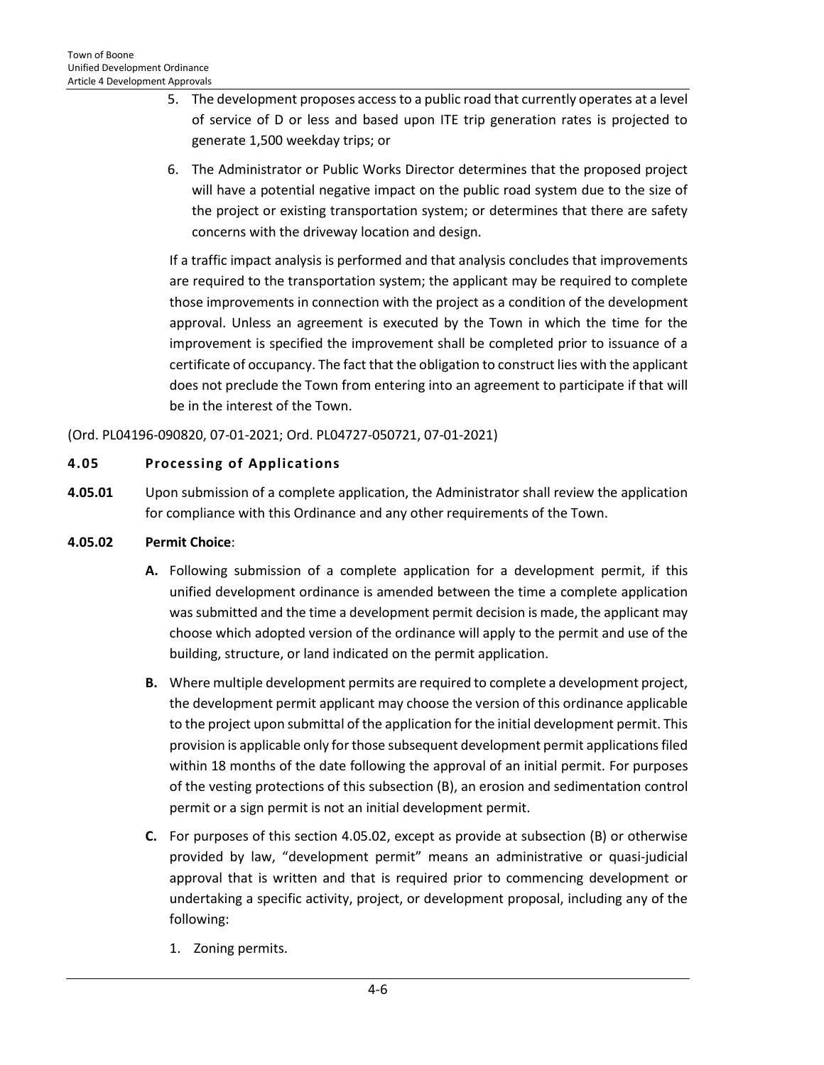5. The development proposes access to a public road that currently operates at a level of service of D or less and based upon ITE trip generation rates is projected to generate 1,500 weekday trips; or

6. The Administrator or Public Works Director determines that the proposed project will have a potential negative impact on the public road system due to the size of the project or existing transportation system; or determines that there are safety concerns with the driveway location and design.

If a traffic impact analysis is performed and that analysis concludes that improvements are required to the transportation system; the applicant may be required to complete those improvements in connection with the project as a condition of the development approval. Unless an agreement is executed by the Town in which the time for the improvement is specified the improvement shall be completed prior to issuance of a certificate of occupancy. The fact that the obligation to construct lies with the applicant does not preclude the Town from entering into an agreement to participate if that will be in the interest of the Town.

(Ord. PL04196-090820, 07-01-2021; Ord. PL04727-050721, 07-01-2021)

## 4.05 Processing of Applications

**4.05.01** Upon submission of a complete application, the Administrator shall review the application for compliance with this Ordinance and any other requirements of the Town.

**4.05.02 Permit Choice**:

**A.** Following submission of a complete application for a development permit, if this unified development ordinance is amended between the time a complete application was submitted and the time a development permit decision is made, the applicant may choose which adopted version of the ordinance will apply to the permit and use of the building, structure, or land indicated on the permit application.

**B.** Where multiple development permits are required to complete a development project, the development permit applicant may choose the version of this ordinance applicable to the project upon submittal of the application for the initial development permit. This provision is applicable only for those subsequent development permit applications filed within 18 months of the date following the approval of an initial permit. For purposes of the vesting protections of this subsection (B), an erosion and sedimentation control permit or a sign permit is not an initial development permit.

**C.** For purposes of this section 4.05.02, except as provide at subsection (B) or otherwise provided by law, "development permit" means an administrative or quasi-judicial approval that is written and that is required prior to commencing development or undertaking a specific activity, project, or development proposal, including any of the following:

1. Zoning permits.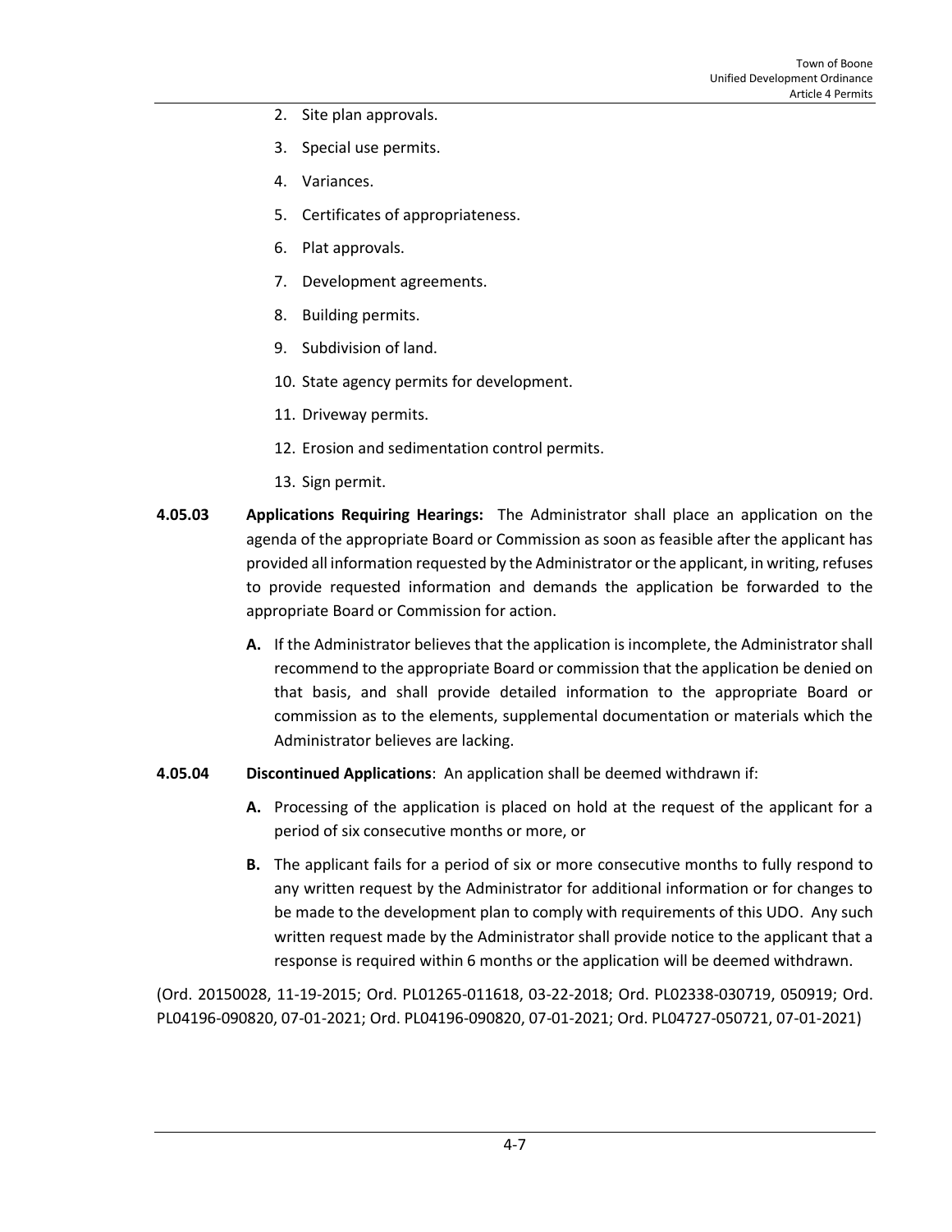2. Site plan approvals.
3. Special use permits.
4. Variances.
5. Certificates of appropriateness.
6. Plat approvals.
7. Development agreements.
8. Building permits.
9. Subdivision of land.
10. State agency permits for development.
11. Driveway permits.
12. Erosion and sedimentation control permits.
13. Sign permit.

**4.05.03 Applications Requiring Hearings:** The Administrator shall place an application on the agenda of the appropriate Board or Commission as soon as feasible after the applicant has provided all information requested by the Administrator or the applicant, in writing, refuses to provide requested information and demands the application be forwarded to the appropriate Board or Commission for action.

**A.** If the Administrator believes that the application is incomplete, the Administrator shall recommend to the appropriate Board or commission that the application be denied on that basis, and shall provide detailed information to the appropriate Board or commission as to the elements, supplemental documentation or materials which the Administrator believes are lacking.

**4.05.04 Discontinued Applications**: An application shall be deemed withdrawn if:

**A.** Processing of the application is placed on hold at the request of the applicant for a period of six consecutive months or more, or

**B.** The applicant fails for a period of six or more consecutive months to fully respond to any written request by the Administrator for additional information or for changes to be made to the development plan to comply with requirements of this UDO. Any such written request made by the Administrator shall provide notice to the applicant that a response is required within 6 months or the application will be deemed withdrawn.

(Ord. 20150028, 11-19-2015; Ord. PL01265-011618, 03-22-2018; Ord. PL02338-030719, 050919; Ord. PL04196-090820, 07-01-2021; Ord. PL04196-090820, 07-01-2021; Ord. PL04727-050721, 07-01-2021)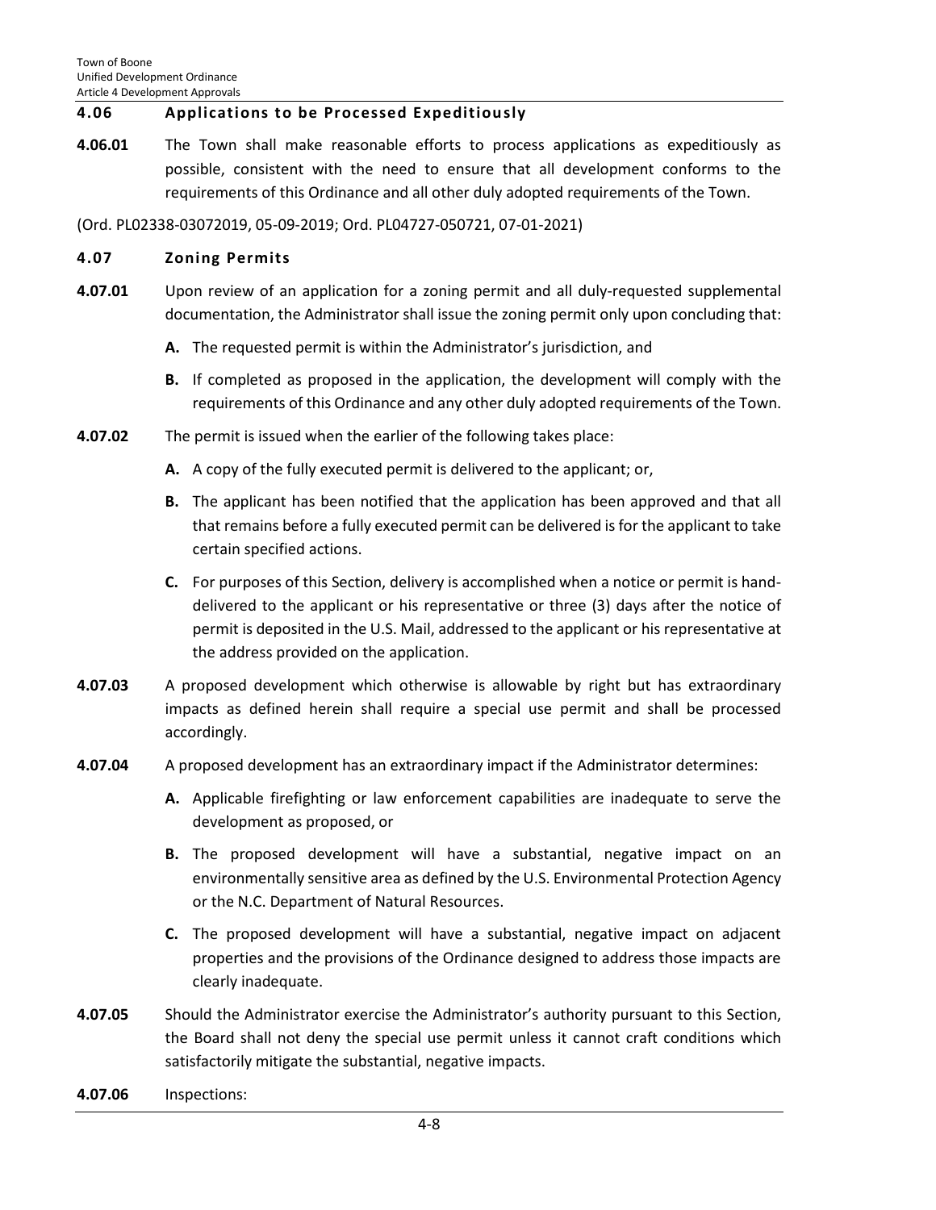## 4.06 Applications to be Processed Expeditiously

**4.06.01** The Town shall make reasonable efforts to process applications as expeditiously as possible, consistent with the need to ensure that all development conforms to the requirements of this Ordinance and all other duly adopted requirements of the Town.

(Ord. PL02338-03072019, 05-09-2019; Ord. PL04727-050721, 07-01-2021)

## 4.07 Zoning Permits

**4.07.01** Upon review of an application for a zoning permit and all duly-requested supplemental documentation, the Administrator shall issue the zoning permit only upon concluding that:

- **A.** The requested permit is within the Administrator's jurisdiction, and
- **B.** If completed as proposed in the application, the development will comply with the requirements of this Ordinance and any other duly adopted requirements of the Town.

**4.07.02** The permit is issued when the earlier of the following takes place:

- **A.** A copy of the fully executed permit is delivered to the applicant; or,
- **B.** The applicant has been notified that the application has been approved and that all that remains before a fully executed permit can be delivered is for the applicant to take certain specified actions.
- **C.** For purposes of this Section, delivery is accomplished when a notice or permit is hand-delivered to the applicant or his representative or three (3) days after the notice of permit is deposited in the U.S. Mail, addressed to the applicant or his representative at the address provided on the application.

**4.07.03** A proposed development which otherwise is allowable by right but has extraordinary impacts as defined herein shall require a special use permit and shall be processed accordingly.

**4.07.04** A proposed development has an extraordinary impact if the Administrator determines:

- **A.** Applicable firefighting or law enforcement capabilities are inadequate to serve the development as proposed, or
- **B.** The proposed development will have a substantial, negative impact on an environmentally sensitive area as defined by the U.S. Environmental Protection Agency or the N.C. Department of Natural Resources.
- **C.** The proposed development will have a substantial, negative impact on adjacent properties and the provisions of the Ordinance designed to address those impacts are clearly inadequate.

**4.07.05** Should the Administrator exercise the Administrator's authority pursuant to this Section, the Board shall not deny the special use permit unless it cannot craft conditions which satisfactorily mitigate the substantial, negative impacts.

**4.07.06** Inspections: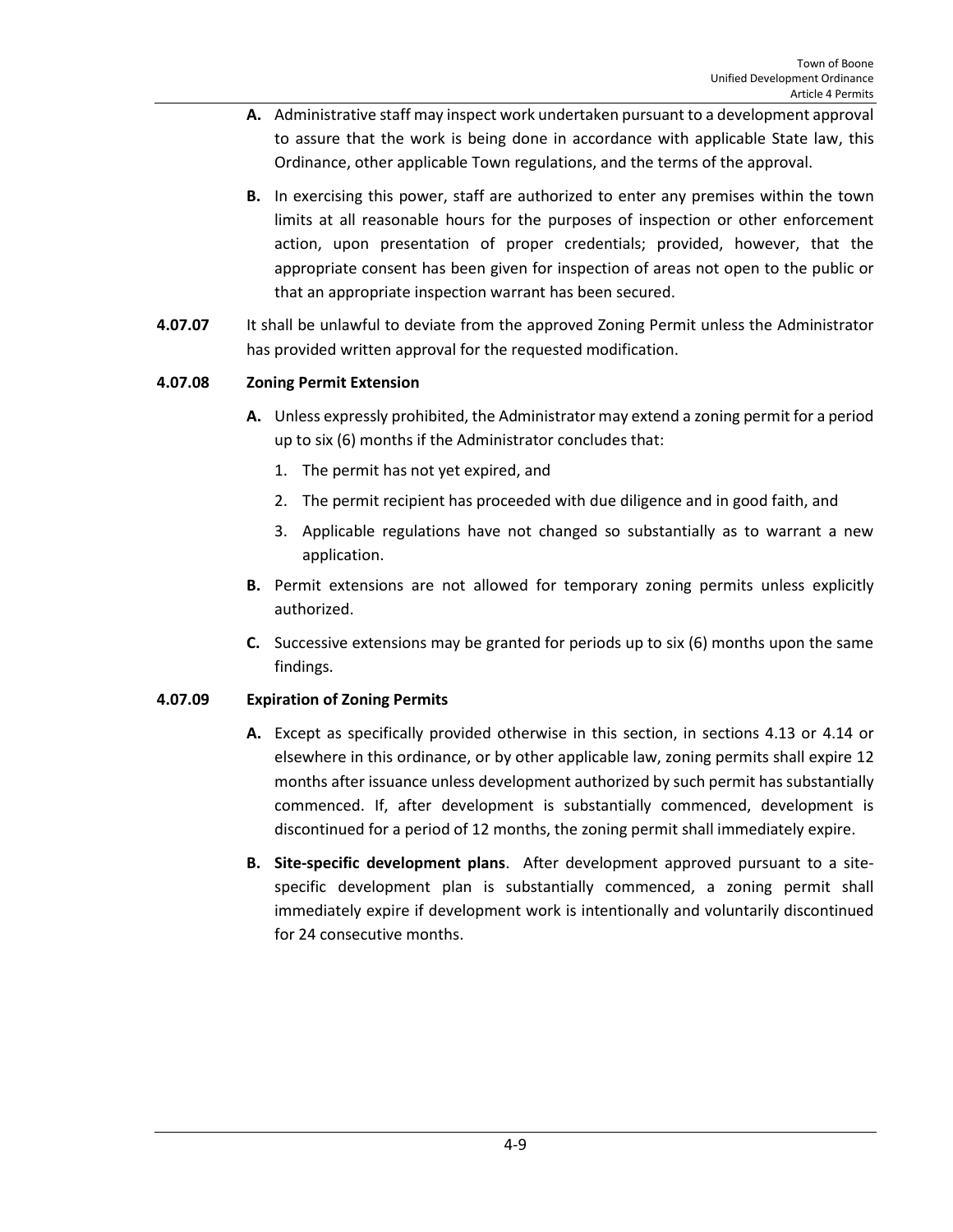**A.** Administrative staff may inspect work undertaken pursuant to a development approval to assure that the work is being done in accordance with applicable State law, this Ordinance, other applicable Town regulations, and the terms of the approval.

**B.** In exercising this power, staff are authorized to enter any premises within the town limits at all reasonable hours for the purposes of inspection or other enforcement action, upon presentation of proper credentials; provided, however, that the appropriate consent has been given for inspection of areas not open to the public or that an appropriate inspection warrant has been secured.

**4.07.07** It shall be unlawful to deviate from the approved Zoning Permit unless the Administrator has provided written approval for the requested modification.

**4.07.08 Zoning Permit Extension**

**A.** Unless expressly prohibited, the Administrator may extend a zoning permit for a period up to six (6) months if the Administrator concludes that:

1. The permit has not yet expired, and
2. The permit recipient has proceeded with due diligence and in good faith, and
3. Applicable regulations have not changed so substantially as to warrant a new application.

**B.** Permit extensions are not allowed for temporary zoning permits unless explicitly authorized.

**C.** Successive extensions may be granted for periods up to six (6) months upon the same findings.

**4.07.09 Expiration of Zoning Permits**

**A.** Except as specifically provided otherwise in this section, in sections 4.13 or 4.14 or elsewhere in this ordinance, or by other applicable law, zoning permits shall expire 12 months after issuance unless development authorized by such permit has substantially commenced. If, after development is substantially commenced, development is discontinued for a period of 12 months, the zoning permit shall immediately expire.

**B. Site-specific development plans**. After development approved pursuant to a site-specific development plan is substantially commenced, a zoning permit shall immediately expire if development work is intentionally and voluntarily discontinued for 24 consecutive months.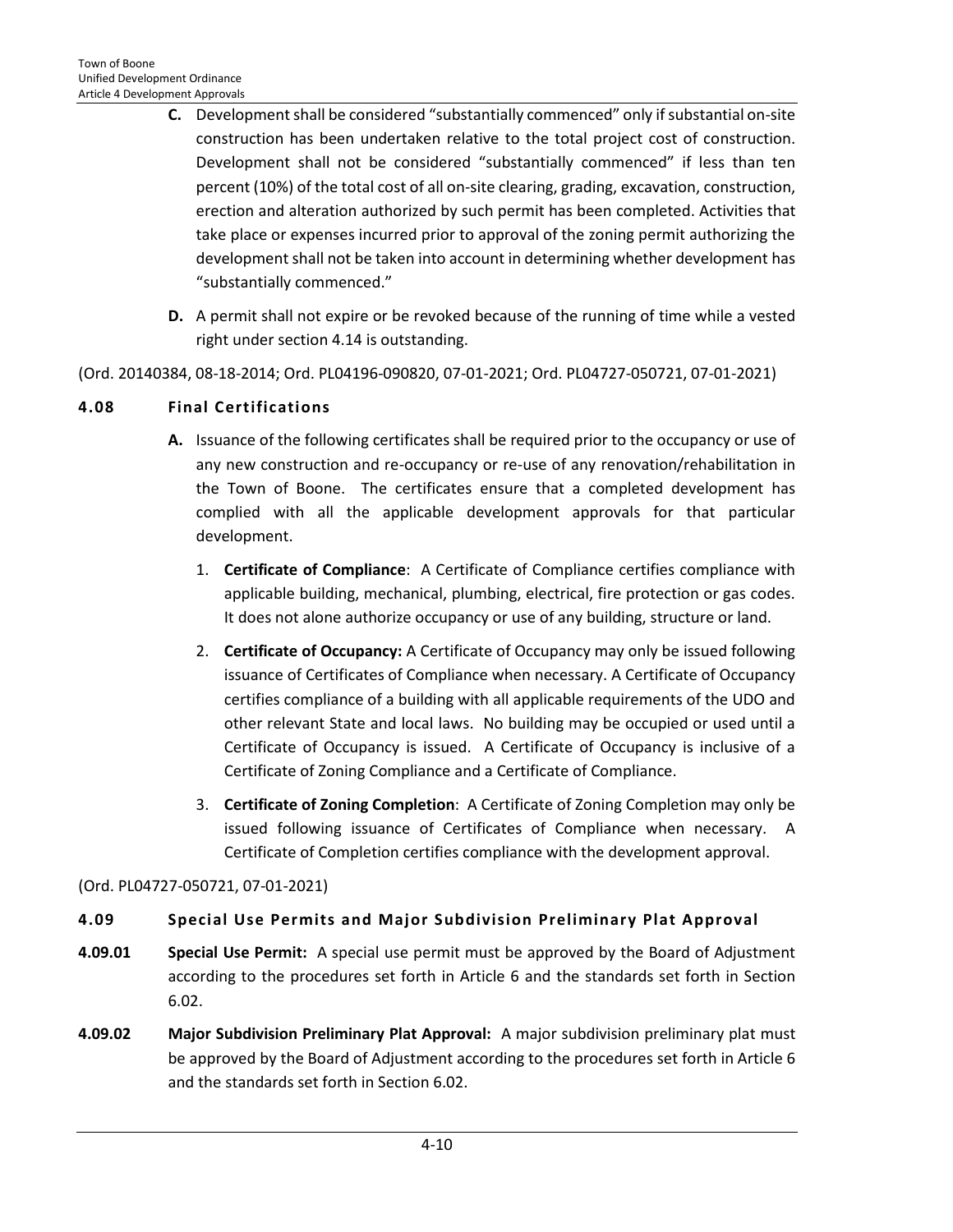**C.** Development shall be considered "substantially commenced" only if substantial on-site construction has been undertaken relative to the total project cost of construction. Development shall not be considered "substantially commenced" if less than ten percent (10%) of the total cost of all on-site clearing, grading, excavation, construction, erection and alteration authorized by such permit has been completed. Activities that take place or expenses incurred prior to approval of the zoning permit authorizing the development shall not be taken into account in determining whether development has "substantially commenced."

**D.** A permit shall not expire or be revoked because of the running of time while a vested right under section 4.14 is outstanding.

(Ord. 20140384, 08-18-2014; Ord. PL04196-090820, 07-01-2021; Ord. PL04727-050721, 07-01-2021)

## 4.08 Final Certifications

**A.** Issuance of the following certificates shall be required prior to the occupancy or use of any new construction and re-occupancy or re-use of any renovation/rehabilitation in the Town of Boone. The certificates ensure that a completed development has complied with all the applicable development approvals for that particular development.

1. **Certificate of Compliance**: A Certificate of Compliance certifies compliance with applicable building, mechanical, plumbing, electrical, fire protection or gas codes. It does not alone authorize occupancy or use of any building, structure or land.

2. **Certificate of Occupancy:** A Certificate of Occupancy may only be issued following issuance of Certificates of Compliance when necessary. A Certificate of Occupancy certifies compliance of a building with all applicable requirements of the UDO and other relevant State and local laws. No building may be occupied or used until a Certificate of Occupancy is issued. A Certificate of Occupancy is inclusive of a Certificate of Zoning Compliance and a Certificate of Compliance.

3. **Certificate of Zoning Completion**: A Certificate of Zoning Completion may only be issued following issuance of Certificates of Compliance when necessary. A Certificate of Completion certifies compliance with the development approval.

(Ord. PL04727-050721, 07-01-2021)

## 4.09 Special Use Permits and Major Subdivision Preliminary Plat Approval

**4.09.01** **Special Use Permit:** A special use permit must be approved by the Board of Adjustment according to the procedures set forth in Article 6 and the standards set forth in Section 6.02.

**4.09.02** **Major Subdivision Preliminary Plat Approval:** A major subdivision preliminary plat must be approved by the Board of Adjustment according to the procedures set forth in Article 6 and the standards set forth in Section 6.02.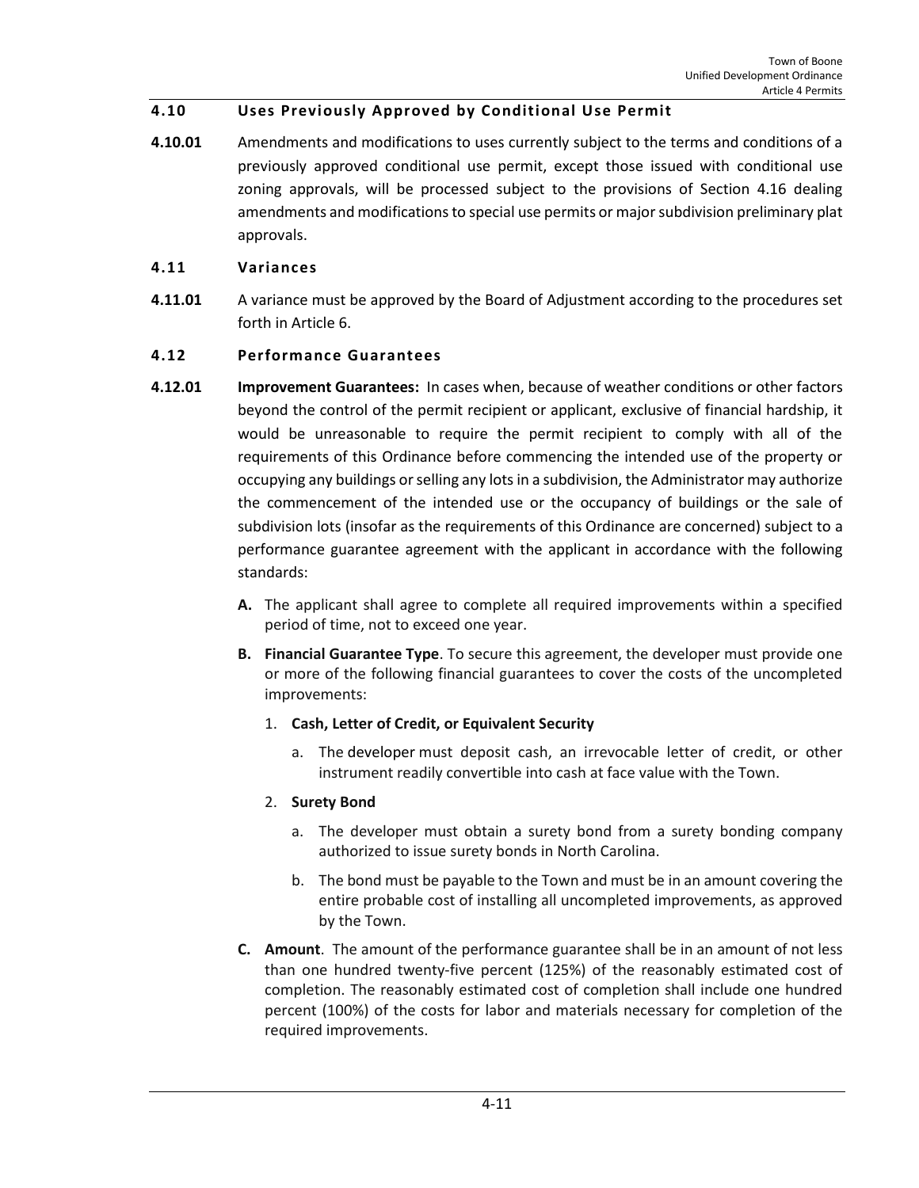## 4.10 Uses Previously Approved by Conditional Use Permit

**4.10.01** Amendments and modifications to uses currently subject to the terms and conditions of a previously approved conditional use permit, except those issued with conditional use zoning approvals, will be processed subject to the provisions of Section 4.16 dealing amendments and modifications to special use permits or major subdivision preliminary plat approvals.

## 4.11 Variances

**4.11.01** A variance must be approved by the Board of Adjustment according to the procedures set forth in Article 6.

## 4.12 Performance Guarantees

**4.12.01** **Improvement Guarantees:** In cases when, because of weather conditions or other factors beyond the control of the permit recipient or applicant, exclusive of financial hardship, it would be unreasonable to require the permit recipient to comply with all of the requirements of this Ordinance before commencing the intended use of the property or occupying any buildings or selling any lots in a subdivision, the Administrator may authorize the commencement of the intended use or the occupancy of buildings or the sale of subdivision lots (insofar as the requirements of this Ordinance are concerned) subject to a performance guarantee agreement with the applicant in accordance with the following standards:

**A.** The applicant shall agree to complete all required improvements within a specified period of time, not to exceed one year.

**B.** **Financial Guarantee Type**. To secure this agreement, the developer must provide one or more of the following financial guarantees to cover the costs of the uncompleted improvements:

1. **Cash, Letter of Credit, or Equivalent Security**
   a. The developer must deposit cash, an irrevocable letter of credit, or other instrument readily convertible into cash at face value with the Town.
2. **Surety Bond**
   a. The developer must obtain a surety bond from a surety bonding company authorized to issue surety bonds in North Carolina.
   b. The bond must be payable to the Town and must be in an amount covering the entire probable cost of installing all uncompleted improvements, as approved by the Town.

**C.** **Amount**. The amount of the performance guarantee shall be in an amount of not less than one hundred twenty-five percent (125%) of the reasonably estimated cost of completion. The reasonably estimated cost of completion shall include one hundred percent (100%) of the costs for labor and materials necessary for completion of the required improvements.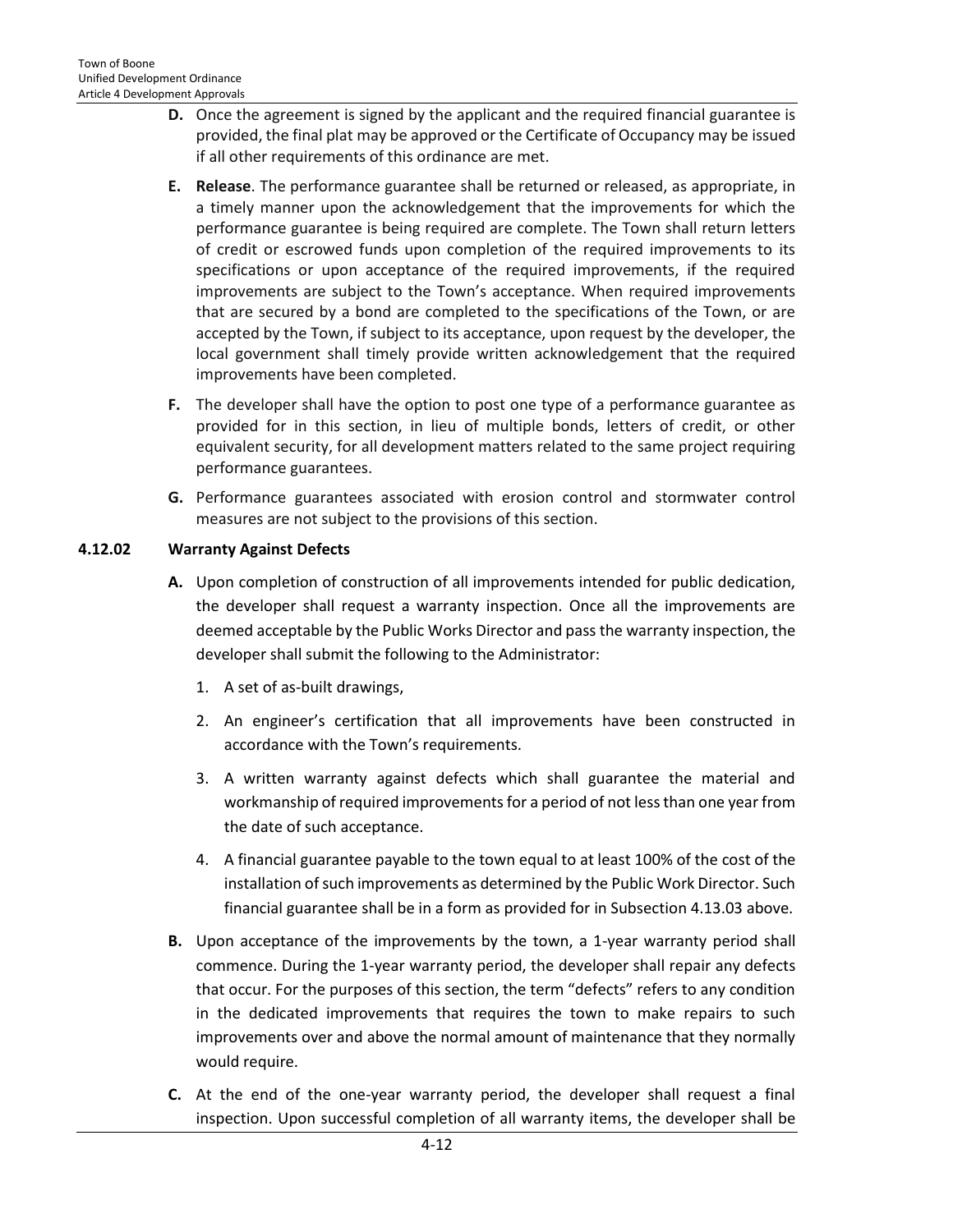**D.** Once the agreement is signed by the applicant and the required financial guarantee is provided, the final plat may be approved or the Certificate of Occupancy may be issued if all other requirements of this ordinance are met.

**E.** **Release**. The performance guarantee shall be returned or released, as appropriate, in a timely manner upon the acknowledgement that the improvements for which the performance guarantee is being required are complete. The Town shall return letters of credit or escrowed funds upon completion of the required improvements to its specifications or upon acceptance of the required improvements, if the required improvements are subject to the Town's acceptance. When required improvements that are secured by a bond are completed to the specifications of the Town, or are accepted by the Town, if subject to its acceptance, upon request by the developer, the local government shall timely provide written acknowledgement that the required improvements have been completed.

**F.** The developer shall have the option to post one type of a performance guarantee as provided for in this section, in lieu of multiple bonds, letters of credit, or other equivalent security, for all development matters related to the same project requiring performance guarantees.

**G.** Performance guarantees associated with erosion control and stormwater control measures are not subject to the provisions of this section.

### 4.12.02 Warranty Against Defects

**A.** Upon completion of construction of all improvements intended for public dedication, the developer shall request a warranty inspection. Once all the improvements are deemed acceptable by the Public Works Director and pass the warranty inspection, the developer shall submit the following to the Administrator:

1. A set of as-built drawings,
2. An engineer's certification that all improvements have been constructed in accordance with the Town's requirements.
3. A written warranty against defects which shall guarantee the material and workmanship of required improvements for a period of not less than one year from the date of such acceptance.
4. A financial guarantee payable to the town equal to at least 100% of the cost of the installation of such improvements as determined by the Public Work Director. Such financial guarantee shall be in a form as provided for in Subsection 4.13.03 above.

**B.** Upon acceptance of the improvements by the town, a 1-year warranty period shall commence. During the 1-year warranty period, the developer shall repair any defects that occur. For the purposes of this section, the term "defects" refers to any condition in the dedicated improvements that requires the town to make repairs to such improvements over and above the normal amount of maintenance that they normally would require.

**C.** At the end of the one-year warranty period, the developer shall request a final inspection. Upon successful completion of all warranty items, the developer shall be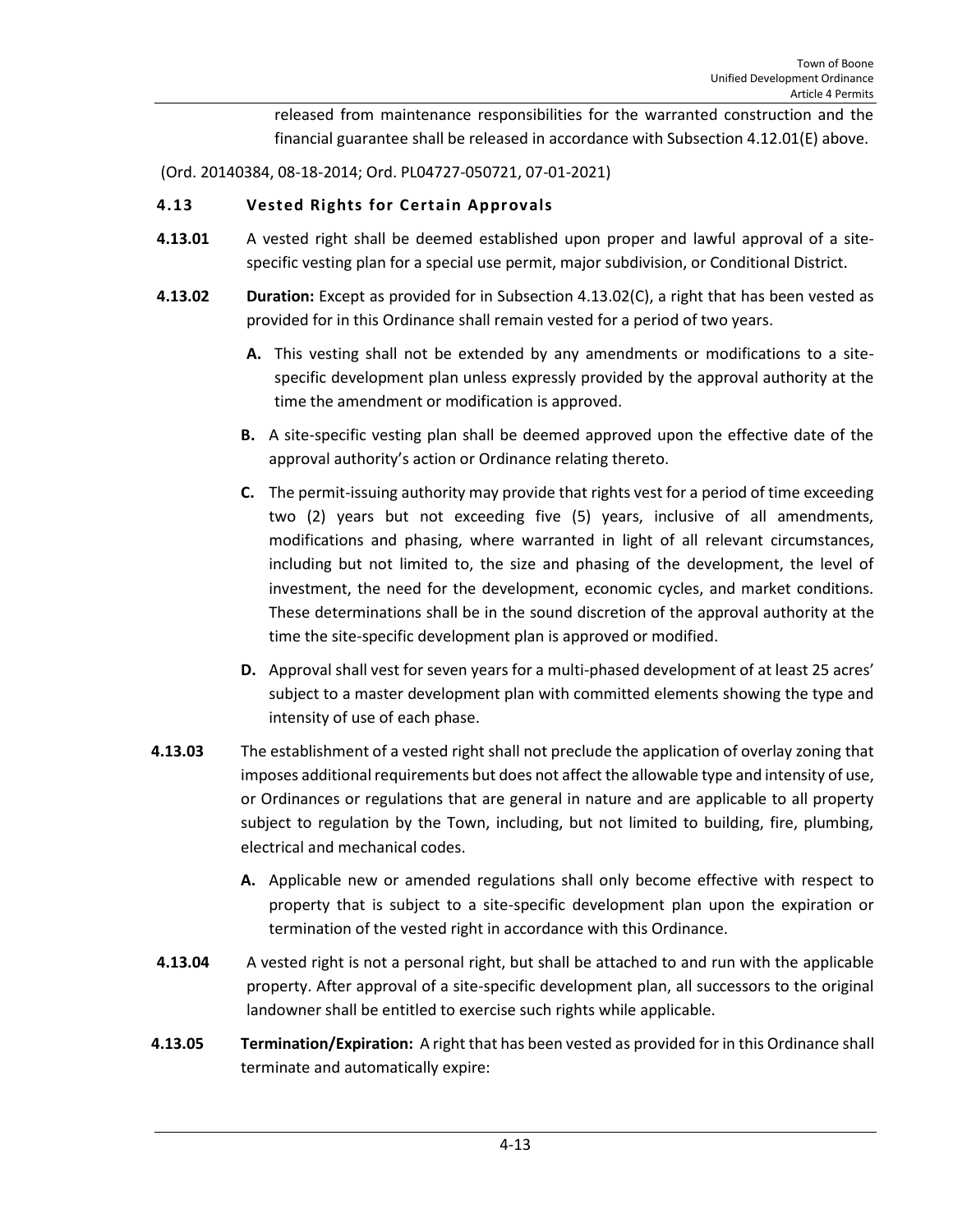released from maintenance responsibilities for the warranted construction and the financial guarantee shall be released in accordance with Subsection 4.12.01(E) above.

(Ord. 20140384, 08-18-2014; Ord. PL04727-050721, 07-01-2021)

## 4.13 Vested Rights for Certain Approvals

**4.13.01** A vested right shall be deemed established upon proper and lawful approval of a site-specific vesting plan for a special use permit, major subdivision, or Conditional District.

**4.13.02** **Duration:** Except as provided for in Subsection 4.13.02(C), a right that has been vested as provided for in this Ordinance shall remain vested for a period of two years.

- **A.** This vesting shall not be extended by any amendments or modifications to a site-specific development plan unless expressly provided by the approval authority at the time the amendment or modification is approved.
- **B.** A site-specific vesting plan shall be deemed approved upon the effective date of the approval authority's action or Ordinance relating thereto.
- **C.** The permit-issuing authority may provide that rights vest for a period of time exceeding two (2) years but not exceeding five (5) years, inclusive of all amendments, modifications and phasing, where warranted in light of all relevant circumstances, including but not limited to, the size and phasing of the development, the level of investment, the need for the development, economic cycles, and market conditions. These determinations shall be in the sound discretion of the approval authority at the time the site-specific development plan is approved or modified.
- **D.** Approval shall vest for seven years for a multi-phased development of at least 25 acres' subject to a master development plan with committed elements showing the type and intensity of use of each phase.

**4.13.03** The establishment of a vested right shall not preclude the application of overlay zoning that imposes additional requirements but does not affect the allowable type and intensity of use, or Ordinances or regulations that are general in nature and are applicable to all property subject to regulation by the Town, including, but not limited to building, fire, plumbing, electrical and mechanical codes.

- **A.** Applicable new or amended regulations shall only become effective with respect to property that is subject to a site-specific development plan upon the expiration or termination of the vested right in accordance with this Ordinance.

**4.13.04** A vested right is not a personal right, but shall be attached to and run with the applicable property. After approval of a site-specific development plan, all successors to the original landowner shall be entitled to exercise such rights while applicable.

**4.13.05** **Termination/Expiration:** A right that has been vested as provided for in this Ordinance shall terminate and automatically expire: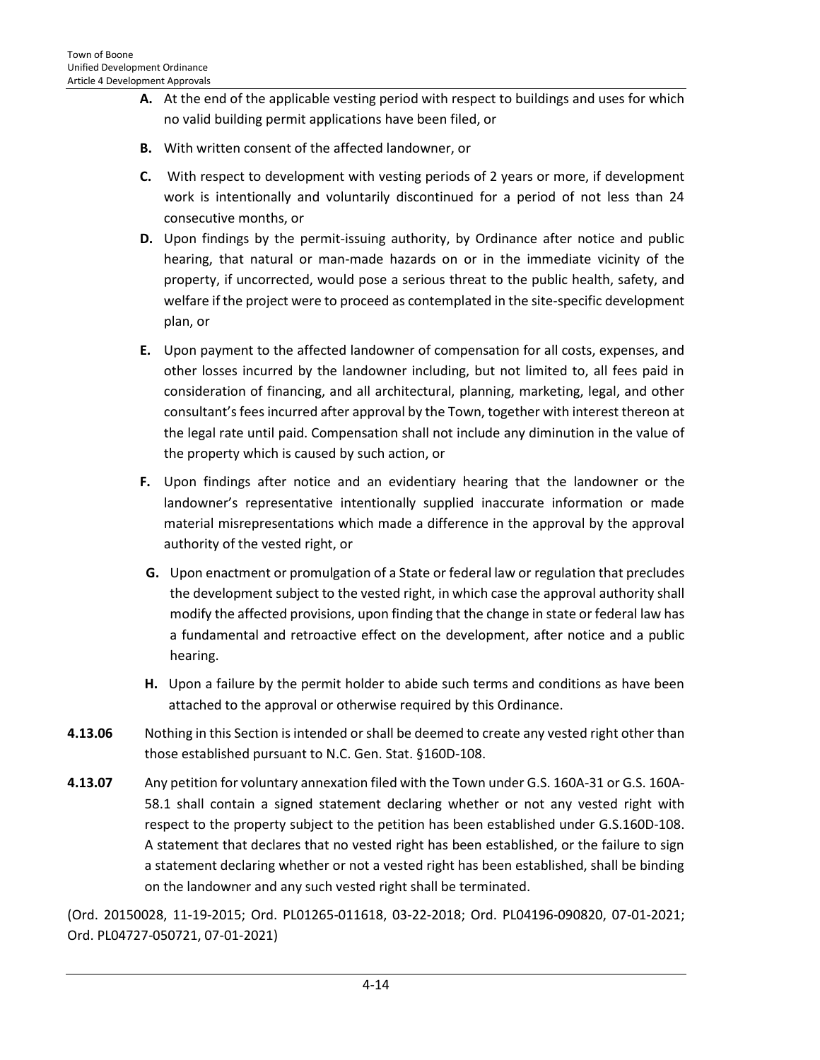**A.** At the end of the applicable vesting period with respect to buildings and uses for which no valid building permit applications have been filed, or

**B.** With written consent of the affected landowner, or

**C.** With respect to development with vesting periods of 2 years or more, if development work is intentionally and voluntarily discontinued for a period of not less than 24 consecutive months, or

**D.** Upon findings by the permit-issuing authority, by Ordinance after notice and public hearing, that natural or man-made hazards on or in the immediate vicinity of the property, if uncorrected, would pose a serious threat to the public health, safety, and welfare if the project were to proceed as contemplated in the site-specific development plan, or

**E.** Upon payment to the affected landowner of compensation for all costs, expenses, and other losses incurred by the landowner including, but not limited to, all fees paid in consideration of financing, and all architectural, planning, marketing, legal, and other consultant's fees incurred after approval by the Town, together with interest thereon at the legal rate until paid. Compensation shall not include any diminution in the value of the property which is caused by such action, or

**F.** Upon findings after notice and an evidentiary hearing that the landowner or the landowner's representative intentionally supplied inaccurate information or made material misrepresentations which made a difference in the approval by the approval authority of the vested right, or

**G.** Upon enactment or promulgation of a State or federal law or regulation that precludes the development subject to the vested right, in which case the approval authority shall modify the affected provisions, upon finding that the change in state or federal law has a fundamental and retroactive effect on the development, after notice and a public hearing.

**H.** Upon a failure by the permit holder to abide such terms and conditions as have been attached to the approval or otherwise required by this Ordinance.

**4.13.06** Nothing in this Section is intended or shall be deemed to create any vested right other than those established pursuant to N.C. Gen. Stat. §160D-108.

**4.13.07** Any petition for voluntary annexation filed with the Town under G.S. 160A-31 or G.S. 160A-58.1 shall contain a signed statement declaring whether or not any vested right with respect to the property subject to the petition has been established under G.S.160D-108. A statement that declares that no vested right has been established, or the failure to sign a statement declaring whether or not a vested right has been established, shall be binding on the landowner and any such vested right shall be terminated.

(Ord. 20150028, 11-19-2015; Ord. PL01265-011618, 03-22-2018; Ord. PL04196-090820, 07-01-2021; Ord. PL04727-050721, 07-01-2021)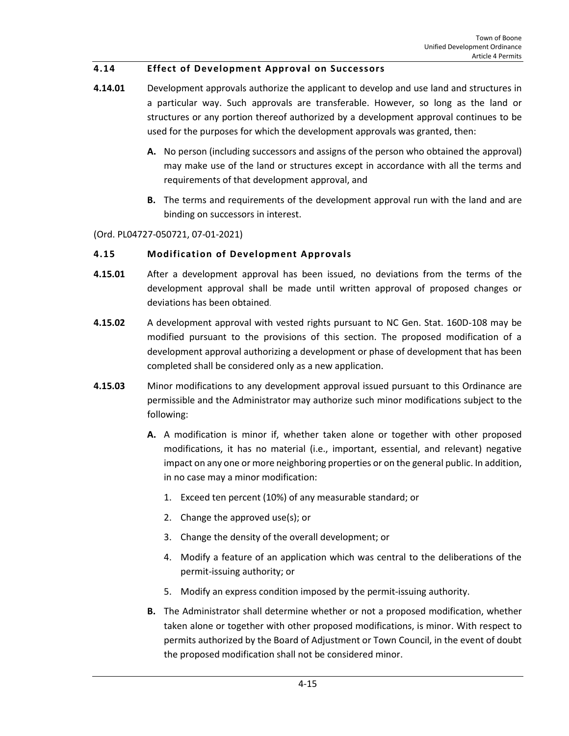## 4.14 Effect of Development Approval on Successors

**4.14.01** Development approvals authorize the applicant to develop and use land and structures in a particular way. Such approvals are transferable. However, so long as the land or structures or any portion thereof authorized by a development approval continues to be used for the purposes for which the development approvals was granted, then:

- **A.** No person (including successors and assigns of the person who obtained the approval) may make use of the land or structures except in accordance with all the terms and requirements of that development approval, and
- **B.** The terms and requirements of the development approval run with the land and are binding on successors in interest.

(Ord. PL04727-050721, 07-01-2021)

## 4.15 Modification of Development Approvals

**4.15.01** After a development approval has been issued, no deviations from the terms of the development approval shall be made until written approval of proposed changes or deviations has been obtained.

**4.15.02** A development approval with vested rights pursuant to NC Gen. Stat. 160D-108 may be modified pursuant to the provisions of this section. The proposed modification of a development approval authorizing a development or phase of development that has been completed shall be considered only as a new application.

**4.15.03** Minor modifications to any development approval issued pursuant to this Ordinance are permissible and the Administrator may authorize such minor modifications subject to the following:

- **A.** A modification is minor if, whether taken alone or together with other proposed modifications, it has no material (i.e., important, essential, and relevant) negative impact on any one or more neighboring properties or on the general public. In addition, in no case may a minor modification:
  1. Exceed ten percent (10%) of any measurable standard; or
  2. Change the approved use(s); or
  3. Change the density of the overall development; or
  4. Modify a feature of an application which was central to the deliberations of the permit-issuing authority; or
  5. Modify an express condition imposed by the permit-issuing authority.
- **B.** The Administrator shall determine whether or not a proposed modification, whether taken alone or together with other proposed modifications, is minor. With respect to permits authorized by the Board of Adjustment or Town Council, in the event of doubt the proposed modification shall not be considered minor.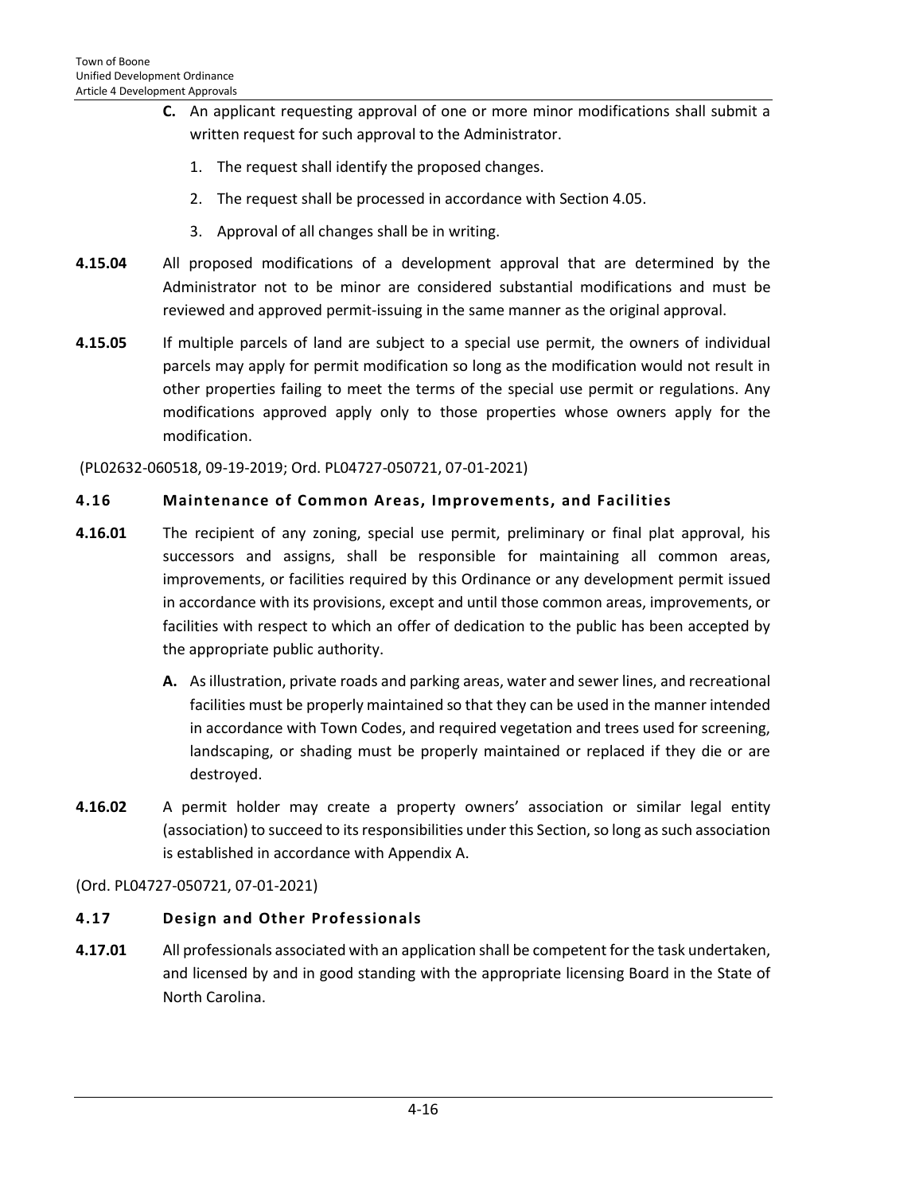**C.** An applicant requesting approval of one or more minor modifications shall submit a written request for such approval to the Administrator.

1. The request shall identify the proposed changes.
2. The request shall be processed in accordance with Section 4.05.
3. Approval of all changes shall be in writing.

**4.15.04** All proposed modifications of a development approval that are determined by the Administrator not to be minor are considered substantial modifications and must be reviewed and approved permit-issuing in the same manner as the original approval.

**4.15.05** If multiple parcels of land are subject to a special use permit, the owners of individual parcels may apply for permit modification so long as the modification would not result in other properties failing to meet the terms of the special use permit or regulations. Any modifications approved apply only to those properties whose owners apply for the modification.

(PL02632-060518, 09-19-2019; Ord. PL04727-050721, 07-01-2021)

### 4.16 Maintenance of Common Areas, Improvements, and Facilities

**4.16.01** The recipient of any zoning, special use permit, preliminary or final plat approval, his successors and assigns, shall be responsible for maintaining all common areas, improvements, or facilities required by this Ordinance or any development permit issued in accordance with its provisions, except and until those common areas, improvements, or facilities with respect to which an offer of dedication to the public has been accepted by the appropriate public authority.

**A.** As illustration, private roads and parking areas, water and sewer lines, and recreational facilities must be properly maintained so that they can be used in the manner intended in accordance with Town Codes, and required vegetation and trees used for screening, landscaping, or shading must be properly maintained or replaced if they die or are destroyed.

**4.16.02** A permit holder may create a property owners' association or similar legal entity (association) to succeed to its responsibilities under this Section, so long as such association is established in accordance with Appendix A.

(Ord. PL04727-050721, 07-01-2021)

### 4.17 Design and Other Professionals

**4.17.01** All professionals associated with an application shall be competent for the task undertaken, and licensed by and in good standing with the appropriate licensing Board in the State of North Carolina.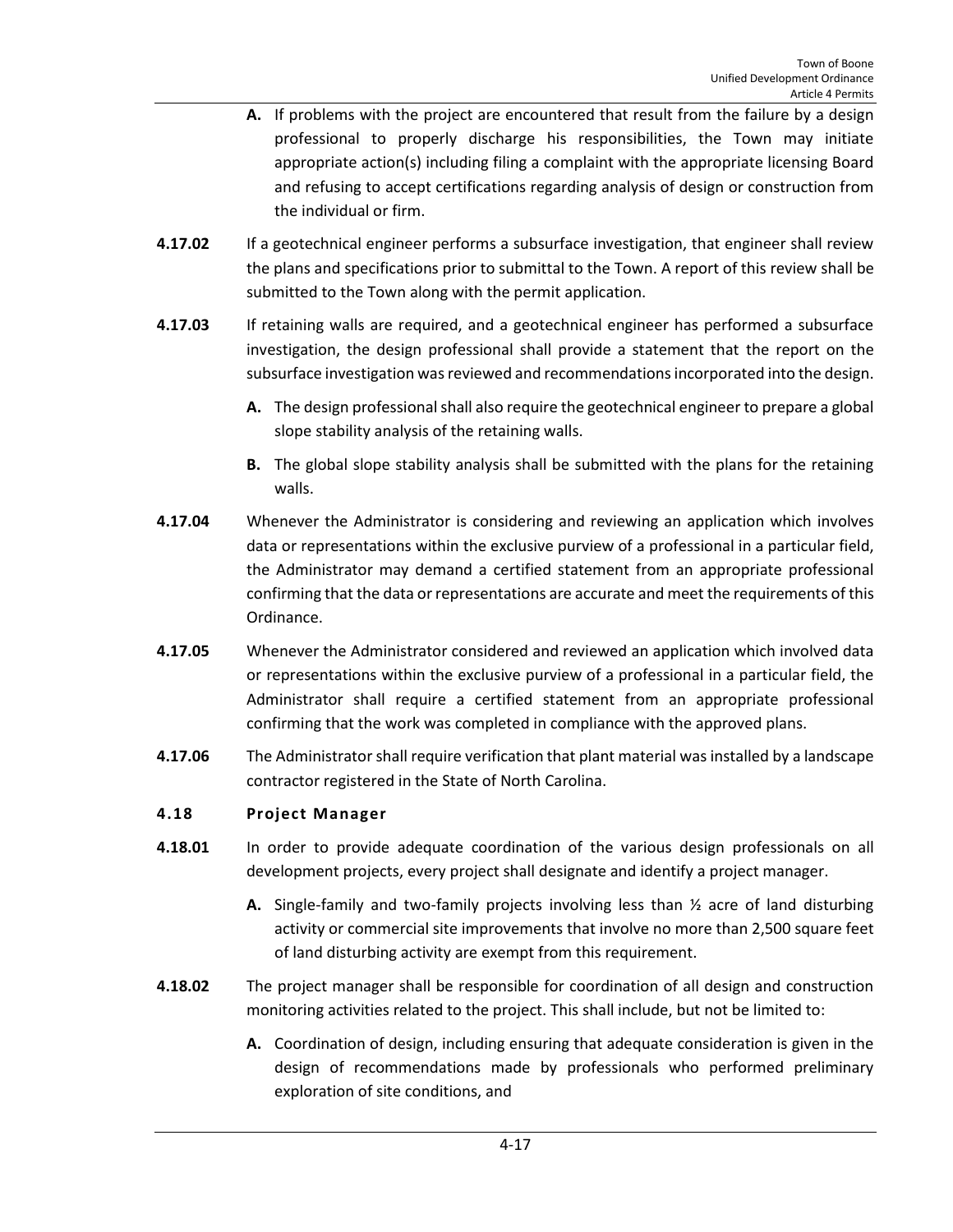**A.** If problems with the project are encountered that result from the failure by a design professional to properly discharge his responsibilities, the Town may initiate appropriate action(s) including filing a complaint with the appropriate licensing Board and refusing to accept certifications regarding analysis of design or construction from the individual or firm.

**4.17.02** If a geotechnical engineer performs a subsurface investigation, that engineer shall review the plans and specifications prior to submittal to the Town. A report of this review shall be submitted to the Town along with the permit application.

**4.17.03** If retaining walls are required, and a geotechnical engineer has performed a subsurface investigation, the design professional shall provide a statement that the report on the subsurface investigation was reviewed and recommendations incorporated into the design.

**A.** The design professional shall also require the geotechnical engineer to prepare a global slope stability analysis of the retaining walls.

**B.** The global slope stability analysis shall be submitted with the plans for the retaining walls.

**4.17.04** Whenever the Administrator is considering and reviewing an application which involves data or representations within the exclusive purview of a professional in a particular field, the Administrator may demand a certified statement from an appropriate professional confirming that the data or representations are accurate and meet the requirements of this Ordinance.

**4.17.05** Whenever the Administrator considered and reviewed an application which involved data or representations within the exclusive purview of a professional in a particular field, the Administrator shall require a certified statement from an appropriate professional confirming that the work was completed in compliance with the approved plans.

**4.17.06** The Administrator shall require verification that plant material was installed by a landscape contractor registered in the State of North Carolina.

### 4.18 Project Manager

**4.18.01** In order to provide adequate coordination of the various design professionals on all development projects, every project shall designate and identify a project manager.

**A.** Single-family and two-family projects involving less than ½ acre of land disturbing activity or commercial site improvements that involve no more than 2,500 square feet of land disturbing activity are exempt from this requirement.

**4.18.02** The project manager shall be responsible for coordination of all design and construction monitoring activities related to the project. This shall include, but not be limited to:

**A.** Coordination of design, including ensuring that adequate consideration is given in the design of recommendations made by professionals who performed preliminary exploration of site conditions, and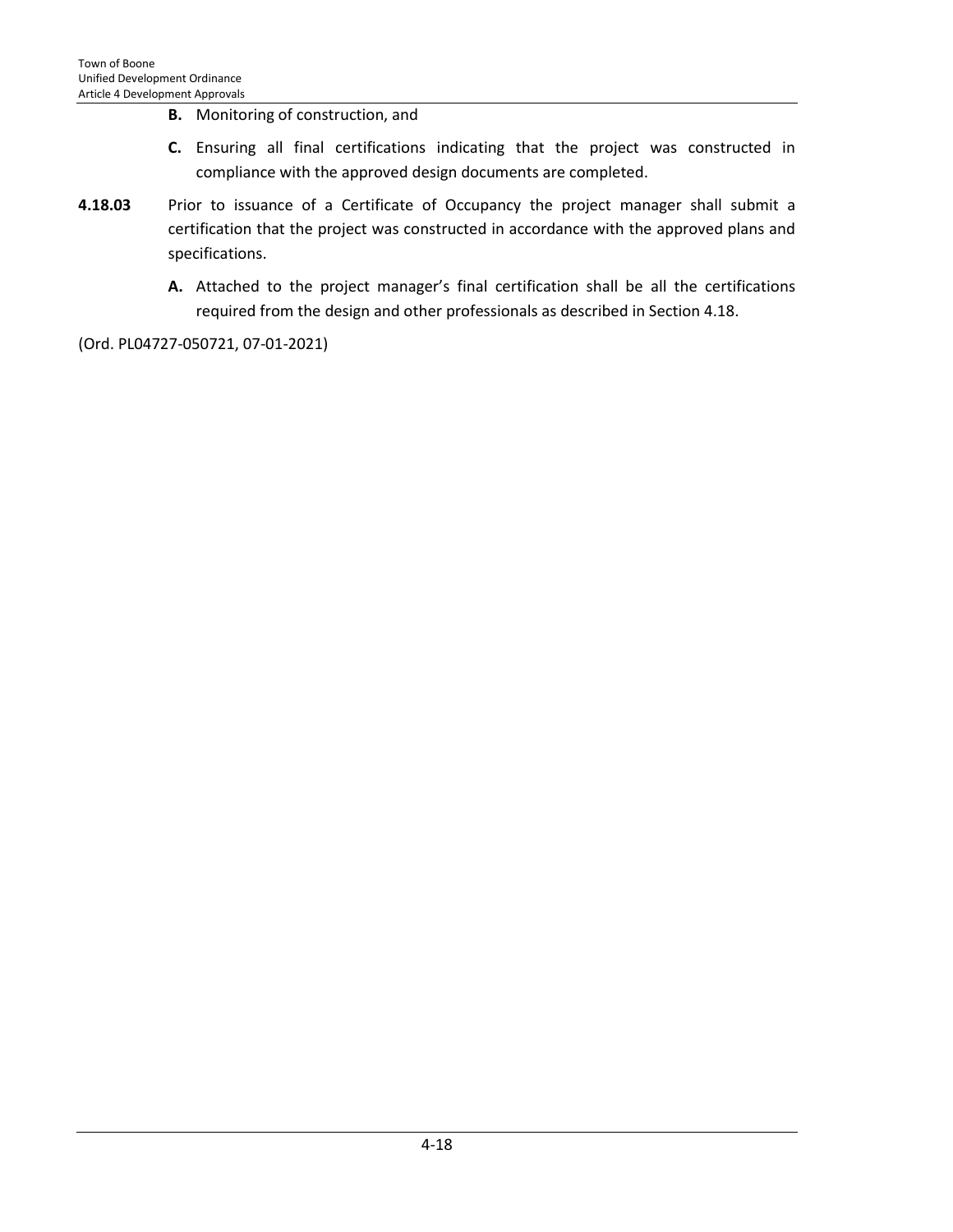**B.** Monitoring of construction, and

**C.** Ensuring all final certifications indicating that the project was constructed in compliance with the approved design documents are completed.

**4.18.03** Prior to issuance of a Certificate of Occupancy the project manager shall submit a certification that the project was constructed in accordance with the approved plans and specifications.

**A.** Attached to the project manager's final certification shall be all the certifications required from the design and other professionals as described in Section 4.18.

(Ord. PL04727-050721, 07-01-2021)